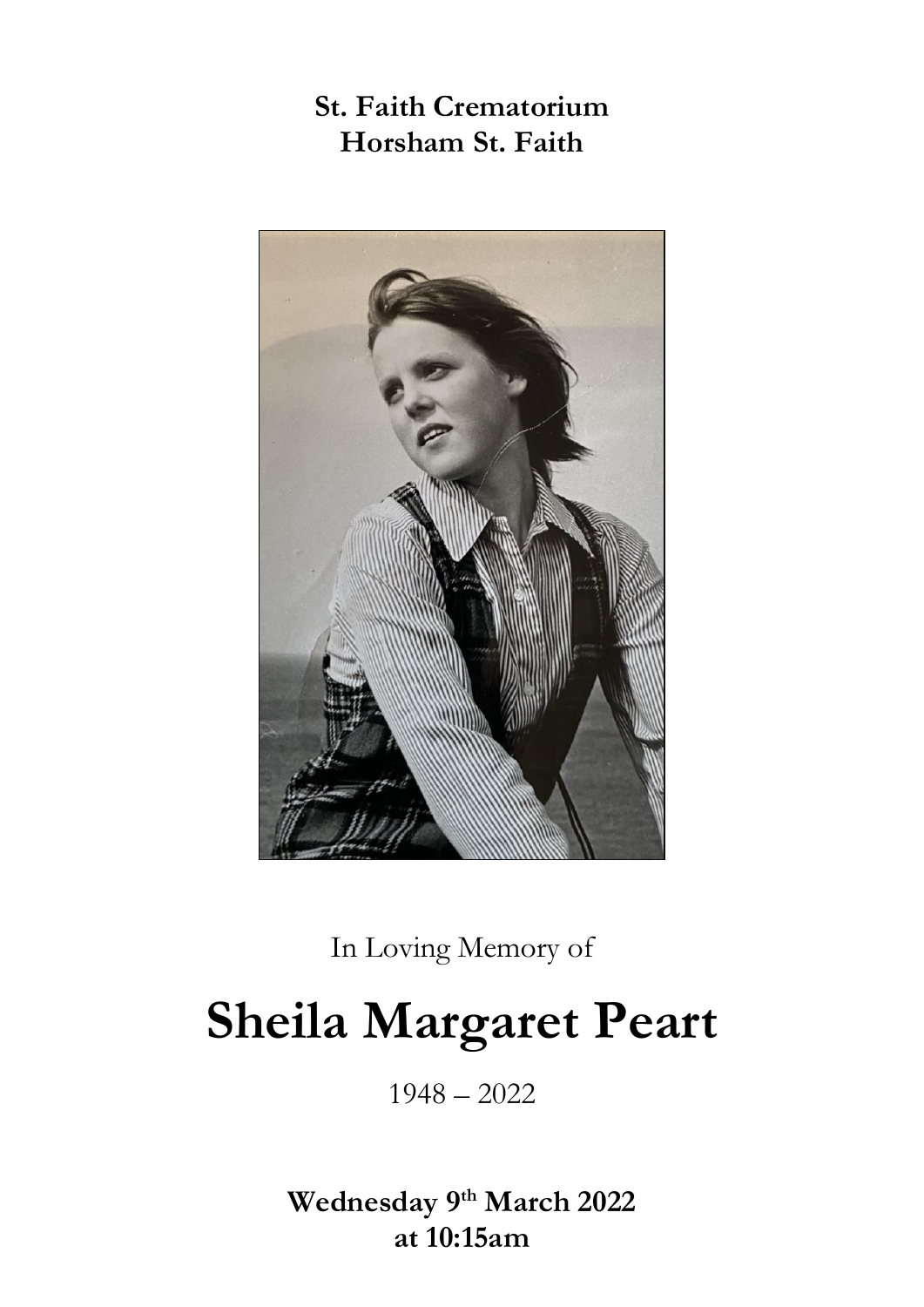**St. Faith Crematorium**
**Horsham St. Faith**

In Loving Memory of

# Sheila Margaret Peart

1948 – 2022

**Wednesday 9th March 2022**
**at 10:15am**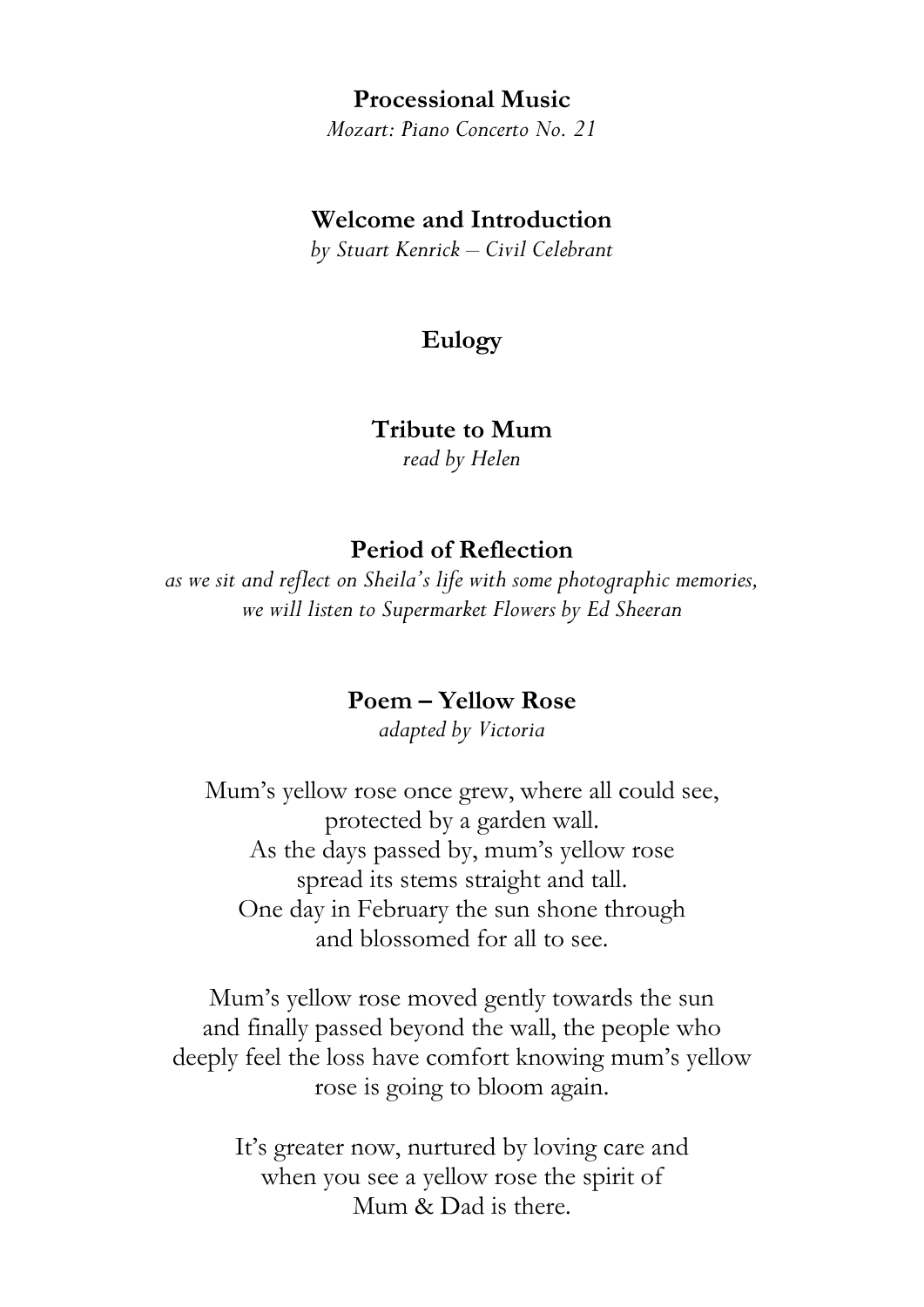**Processional Music**

*Mozart: Piano Concerto No. 21*

**Welcome and Introduction**

*by Stuart Kenrick – Civil Celebrant*

**Eulogy**

**Tribute to Mum**

*read by Helen*

**Period of Reflection**

*as we sit and reflect on Sheila's life with some photographic memories, we will listen to Supermarket Flowers by Ed Sheeran*

**Poem – Yellow Rose**

*adapted by Victoria*

Mum's yellow rose once grew, where all could see,
protected by a garden wall.
As the days passed by, mum's yellow rose
spread its stems straight and tall.
One day in February the sun shone through
and blossomed for all to see.

Mum's yellow rose moved gently towards the sun
and finally passed beyond the wall, the people who
deeply feel the loss have comfort knowing mum's yellow
rose is going to bloom again.

It's greater now, nurtured by loving care and
when you see a yellow rose the spirit of
Mum & Dad is there.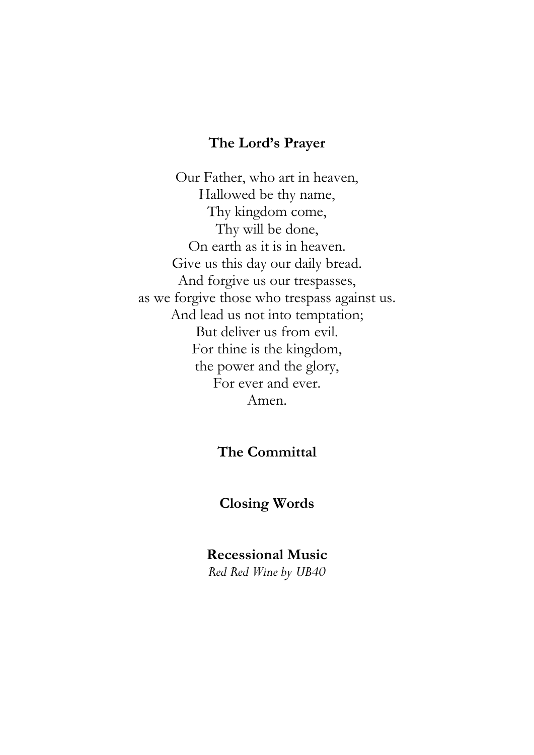**The Lord's Prayer**

Our Father, who art in heaven,
Hallowed be thy name,
Thy kingdom come,
Thy will be done,
On earth as it is in heaven.
Give us this day our daily bread.
And forgive us our trespasses,
as we forgive those who trespass against us.
And lead us not into temptation;
But deliver us from evil.
For thine is the kingdom,
the power and the glory,
For ever and ever.
Amen.

**The Committal**

**Closing Words**

**Recessional Music**
*Red Red Wine by UB40*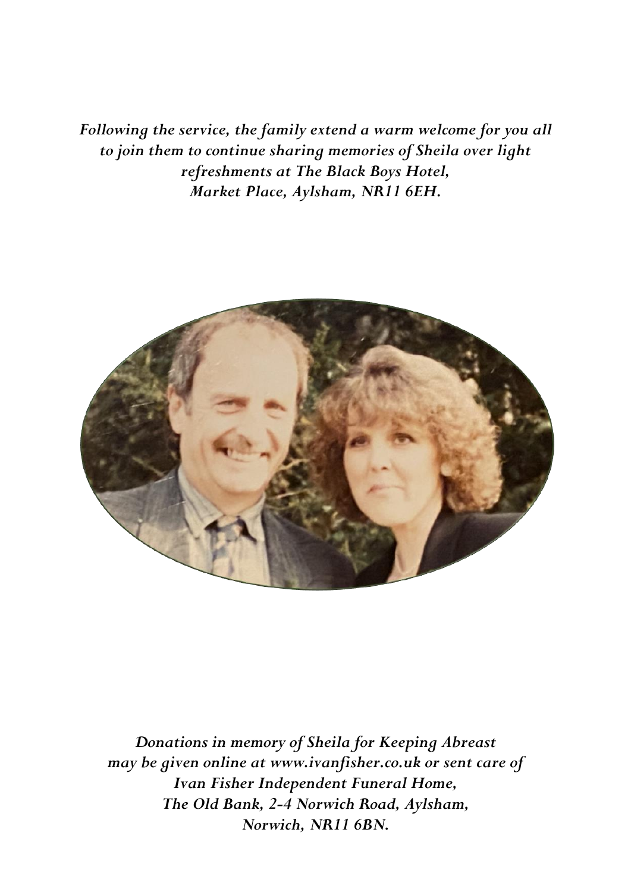*Following the service, the family extend a warm welcome for you all to join them to continue sharing memories of Sheila over light refreshments at The Black Boys Hotel, Market Place, Aylsham, NR11 6EH.*

*Donations in memory of Sheila for Keeping Abreast may be given online at www.ivanfisher.co.uk or sent care of Ivan Fisher Independent Funeral Home, The Old Bank, 2-4 Norwich Road, Aylsham, Norwich, NR11 6BN.*